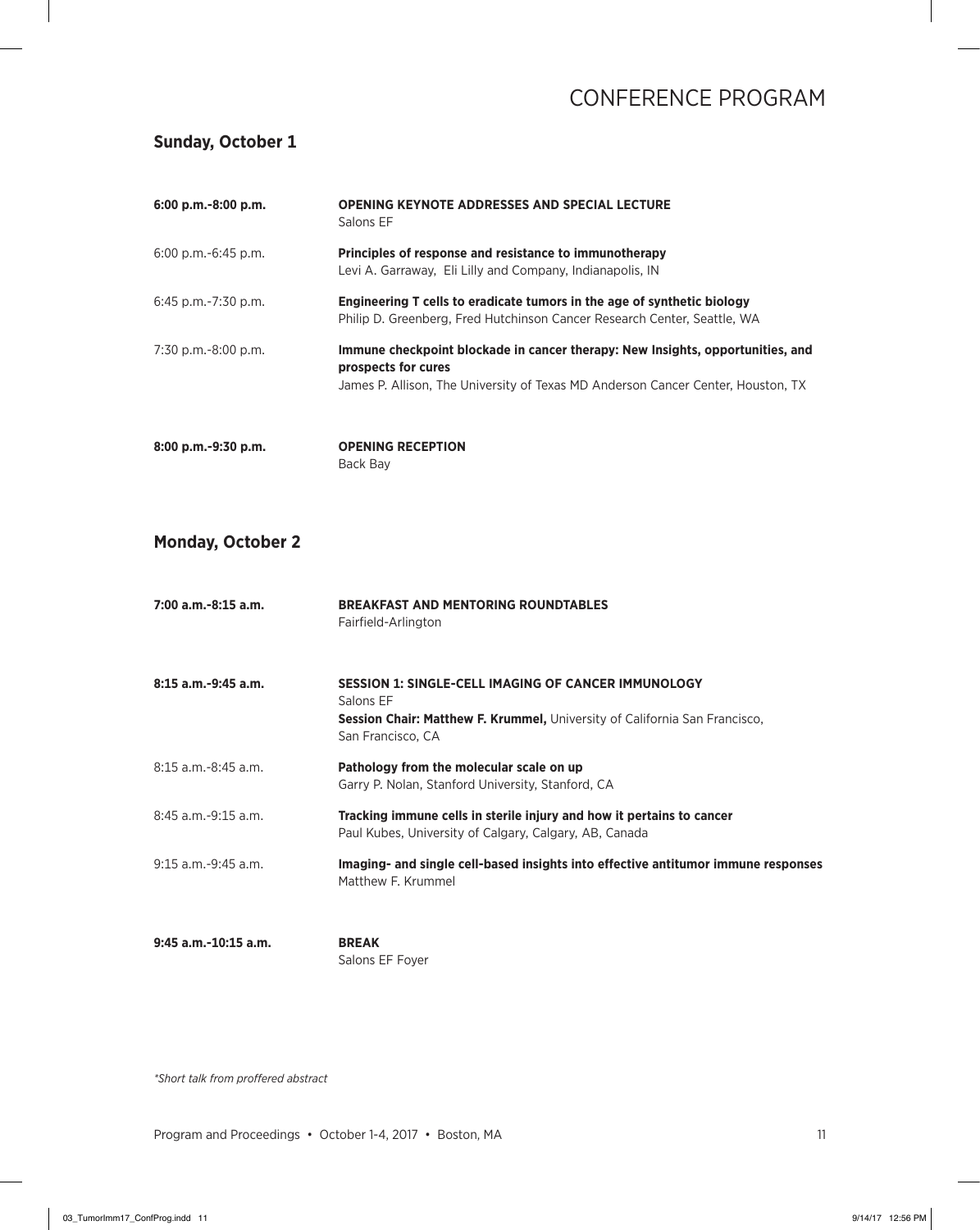# CONFERENCE PROGRAM

## Sunday, October 1

**6:00 p.m.-8:00 p.m.** **OPENING KEYNOTE ADDRESSES AND SPECIAL LECTURE**
Salons EF

6:00 p.m.-6:45 p.m. **Principles of response and resistance to immunotherapy**
Levi A. Garraway, Eli Lilly and Company, Indianapolis, IN

6:45 p.m.-7:30 p.m. **Engineering T cells to eradicate tumors in the age of synthetic biology**
Philip D. Greenberg, Fred Hutchinson Cancer Research Center, Seattle, WA

7:30 p.m.-8:00 p.m. **Immune checkpoint blockade in cancer therapy: New Insights, opportunities, and prospects for cures**
James P. Allison, The University of Texas MD Anderson Cancer Center, Houston, TX

**8:00 p.m.-9:30 p.m.** **OPENING RECEPTION**
Back Bay

## Monday, October 2

**7:00 a.m.-8:15 a.m.** **BREAKFAST AND MENTORING ROUNDTABLES**
Fairfield-Arlington

**8:15 a.m.-9:45 a.m.** **SESSION 1: SINGLE-CELL IMAGING OF CANCER IMMUNOLOGY**
Salons EF
**Session Chair: Matthew F. Krummel,** University of California San Francisco, San Francisco, CA

8:15 a.m.-8:45 a.m. **Pathology from the molecular scale on up**
Garry P. Nolan, Stanford University, Stanford, CA

8:45 a.m.-9:15 a.m. **Tracking immune cells in sterile injury and how it pertains to cancer**
Paul Kubes, University of Calgary, Calgary, AB, Canada

9:15 a.m.-9:45 a.m. **Imaging- and single cell-based insights into effective antitumor immune responses**
Matthew F. Krummel

**9:45 a.m.-10:15 a.m.** **BREAK**
Salons EF Foyer

*\*Short talk from proffered abstract*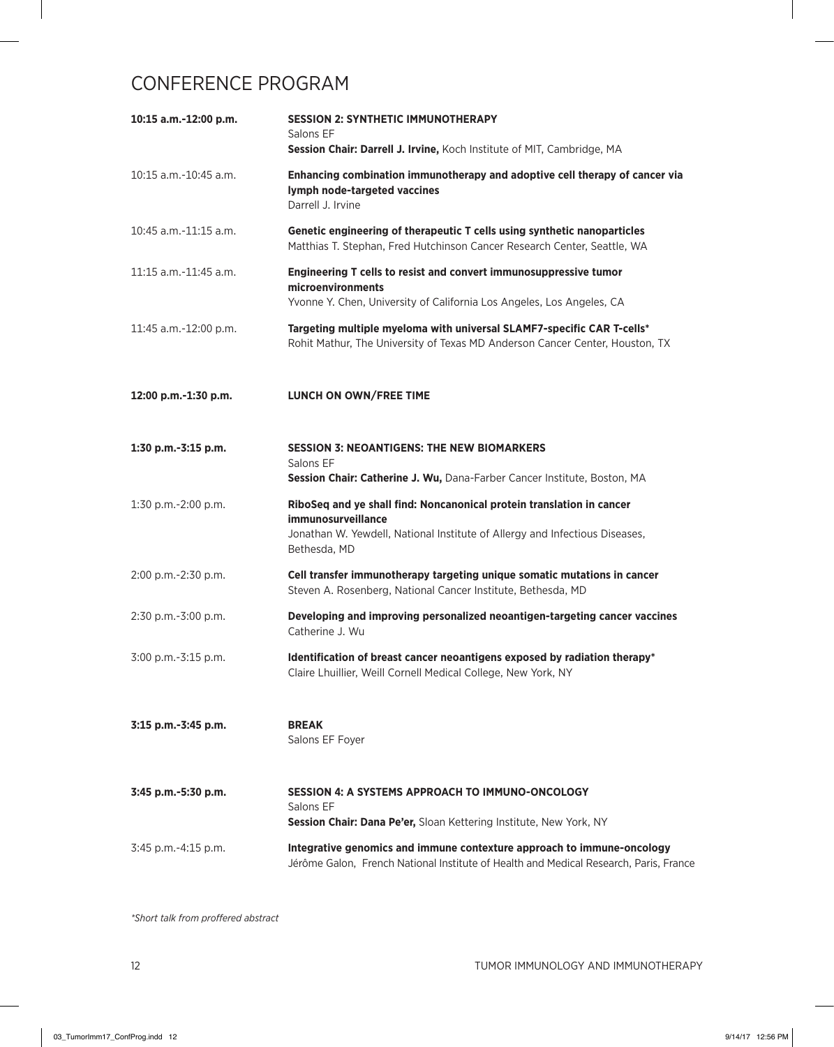# CONFERENCE PROGRAM

| | |
|---|---|
| **10:15 a.m.-12:00 p.m.** | **SESSION 2: SYNTHETIC IMMUNOTHERAPY**<br>Salons EF<br>**Session Chair: Darrell J. Irvine,** Koch Institute of MIT, Cambridge, MA |
| 10:15 a.m.-10:45 a.m. | **Enhancing combination immunotherapy and adoptive cell therapy of cancer via lymph node-targeted vaccines**<br>Darrell J. Irvine |
| 10:45 a.m.-11:15 a.m. | **Genetic engineering of therapeutic T cells using synthetic nanoparticles**<br>Matthias T. Stephan, Fred Hutchinson Cancer Research Center, Seattle, WA |
| 11:15 a.m.-11:45 a.m. | **Engineering T cells to resist and convert immunosuppressive tumor microenvironments**<br>Yvonne Y. Chen, University of California Los Angeles, Los Angeles, CA |
| 11:45 a.m.-12:00 p.m. | **Targeting multiple myeloma with universal SLAMF7-specific CAR T-cells***<br>Rohit Mathur, The University of Texas MD Anderson Cancer Center, Houston, TX |
| **12:00 p.m.-1:30 p.m.** | **LUNCH ON OWN/FREE TIME** |
| **1:30 p.m.-3:15 p.m.** | **SESSION 3: NEOANTIGENS: THE NEW BIOMARKERS**<br>Salons EF<br>**Session Chair: Catherine J. Wu,** Dana-Farber Cancer Institute, Boston, MA |
| 1:30 p.m.-2:00 p.m. | **RiboSeq and ye shall find: Noncanonical protein translation in cancer immunosurveillance**<br>Jonathan W. Yewdell, National Institute of Allergy and Infectious Diseases, Bethesda, MD |
| 2:00 p.m.-2:30 p.m. | **Cell transfer immunotherapy targeting unique somatic mutations in cancer**<br>Steven A. Rosenberg, National Cancer Institute, Bethesda, MD |
| 2:30 p.m.-3:00 p.m. | **Developing and improving personalized neoantigen-targeting cancer vaccines**<br>Catherine J. Wu |
| 3:00 p.m.-3:15 p.m. | **Identification of breast cancer neoantigens exposed by radiation therapy***<br>Claire Lhuillier, Weill Cornell Medical College, New York, NY |
| **3:15 p.m.-3:45 p.m.** | **BREAK**<br>Salons EF Foyer |
| **3:45 p.m.-5:30 p.m.** | **SESSION 4: A SYSTEMS APPROACH TO IMMUNO-ONCOLOGY**<br>Salons EF<br>**Session Chair: Dana Pe'er,** Sloan Kettering Institute, New York, NY |
| 3:45 p.m.-4:15 p.m. | **Integrative genomics and immune contexture approach to immune-oncology**<br>Jérôme Galon, French National Institute of Health and Medical Research, Paris, France |

*Short talk from proffered abstract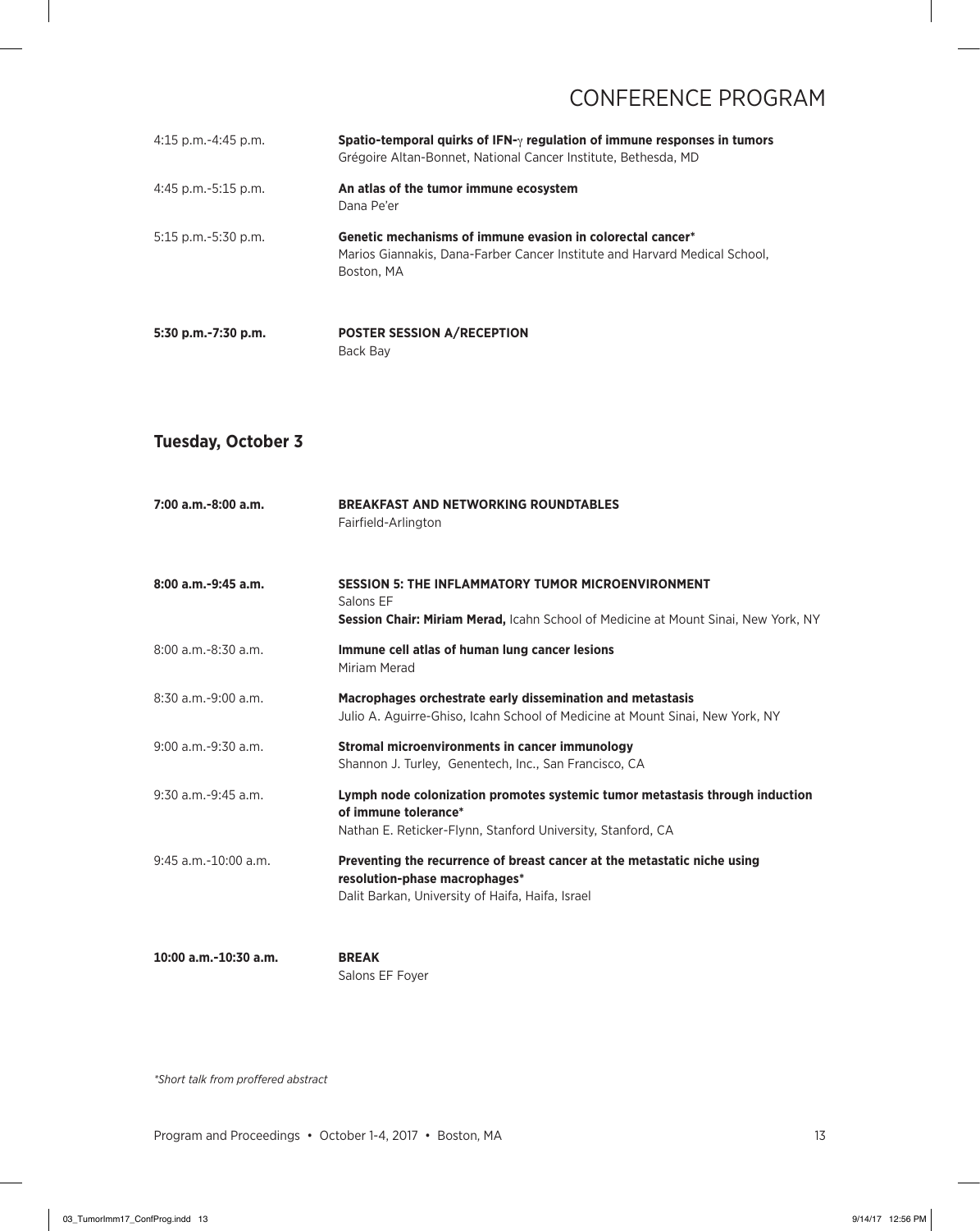| | |
|---|---|
| 4:15 p.m.-4:45 p.m. | **Spatio-temporal quirks of IFN-$\gamma$ regulation of immune responses in tumors**<br>Grégoire Altan-Bonnet, National Cancer Institute, Bethesda, MD |
| 4:45 p.m.-5:15 p.m. | **An atlas of the tumor immune ecosystem**<br>Dana Pe'er |
| 5:15 p.m.-5:30 p.m. | **Genetic mechanisms of immune evasion in colorectal cancer***<br>Marios Giannakis, Dana-Farber Cancer Institute and Harvard Medical School, Boston, MA |
| **5:30 p.m.-7:30 p.m.** | **POSTER SESSION A/RECEPTION**<br>Back Bay |

## Tuesday, October 3

| | |
|---|---|
| **7:00 a.m.-8:00 a.m.** | **BREAKFAST AND NETWORKING ROUNDTABLES**<br>Fairfield-Arlington |
| **8:00 a.m.-9:45 a.m.** | **SESSION 5: THE INFLAMMATORY TUMOR MICROENVIRONMENT**<br>Salons EF<br>**Session Chair: Miriam Merad,** Icahn School of Medicine at Mount Sinai, New York, NY |
| 8:00 a.m.-8:30 a.m. | **Immune cell atlas of human lung cancer lesions**<br>Miriam Merad |
| 8:30 a.m.-9:00 a.m. | **Macrophages orchestrate early dissemination and metastasis**<br>Julio A. Aguirre-Ghiso, Icahn School of Medicine at Mount Sinai, New York, NY |
| 9:00 a.m.-9:30 a.m. | **Stromal microenvironments in cancer immunology**<br>Shannon J. Turley, Genentech, Inc., San Francisco, CA |
| 9:30 a.m.-9:45 a.m. | **Lymph node colonization promotes systemic tumor metastasis through induction of immune tolerance***<br>Nathan E. Reticker-Flynn, Stanford University, Stanford, CA |
| 9:45 a.m.-10:00 a.m. | **Preventing the recurrence of breast cancer at the metastatic niche using resolution-phase macrophages***<br>Dalit Barkan, University of Haifa, Haifa, Israel |
| **10:00 a.m.-10:30 a.m.** | **BREAK**<br>Salons EF Foyer |

*\*Short talk from proffered abstract*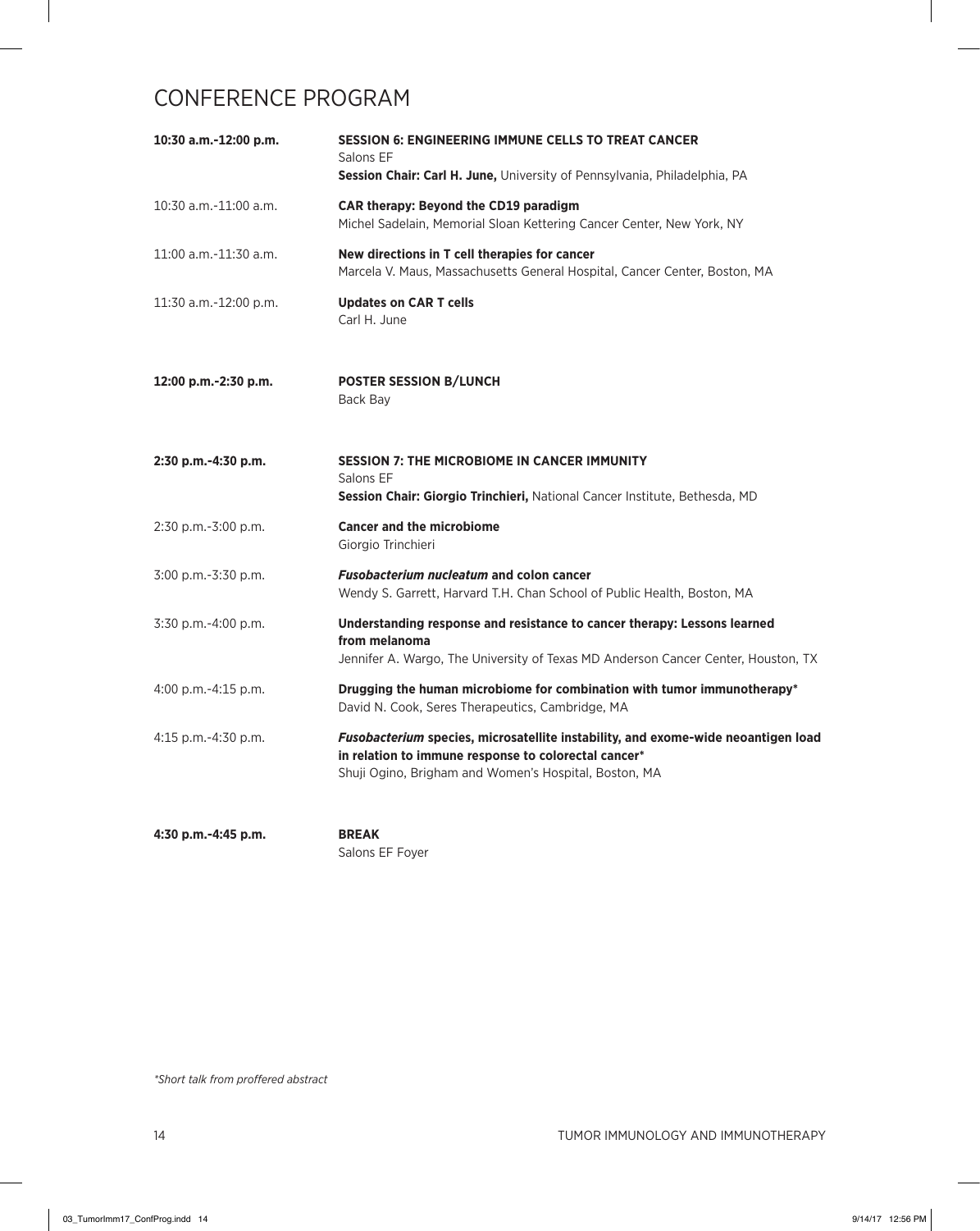# CONFERENCE PROGRAM

**10:30 a.m.-12:00 p.m.** | **SESSION 6: ENGINEERING IMMUNE CELLS TO TREAT CANCER**
Salons EF
**Session Chair: Carl H. June,** University of Pennsylvania, Philadelphia, PA

10:30 a.m.-11:00 a.m. | **CAR therapy: Beyond the CD19 paradigm**
Michel Sadelain, Memorial Sloan Kettering Cancer Center, New York, NY

11:00 a.m.-11:30 a.m. | **New directions in T cell therapies for cancer**
Marcela V. Maus, Massachusetts General Hospital, Cancer Center, Boston, MA

11:30 a.m.-12:00 p.m. | **Updates on CAR T cells**
Carl H. June

**12:00 p.m.-2:30 p.m.** | **POSTER SESSION B/LUNCH**
Back Bay

**2:30 p.m.-4:30 p.m.** | **SESSION 7: THE MICROBIOME IN CANCER IMMUNITY**
Salons EF
**Session Chair: Giorgio Trinchieri,** National Cancer Institute, Bethesda, MD

2:30 p.m.-3:00 p.m. | **Cancer and the microbiome**
Giorgio Trinchieri

3:00 p.m.-3:30 p.m. | ***Fusobacterium nucleatum* and colon cancer**
Wendy S. Garrett, Harvard T.H. Chan School of Public Health, Boston, MA

3:30 p.m.-4:00 p.m. | **Understanding response and resistance to cancer therapy: Lessons learned from melanoma**
Jennifer A. Wargo, The University of Texas MD Anderson Cancer Center, Houston, TX

4:00 p.m.-4:15 p.m. | **Drugging the human microbiome for combination with tumor immunotherapy***
David N. Cook, Seres Therapeutics, Cambridge, MA

4:15 p.m.-4:30 p.m. | ***Fusobacterium* species, microsatellite instability, and exome-wide neoantigen load in relation to immune response to colorectal cancer***
Shuji Ogino, Brigham and Women's Hospital, Boston, MA

**4:30 p.m.-4:45 p.m.** | **BREAK**
Salons EF Foyer

*\*Short talk from proffered abstract*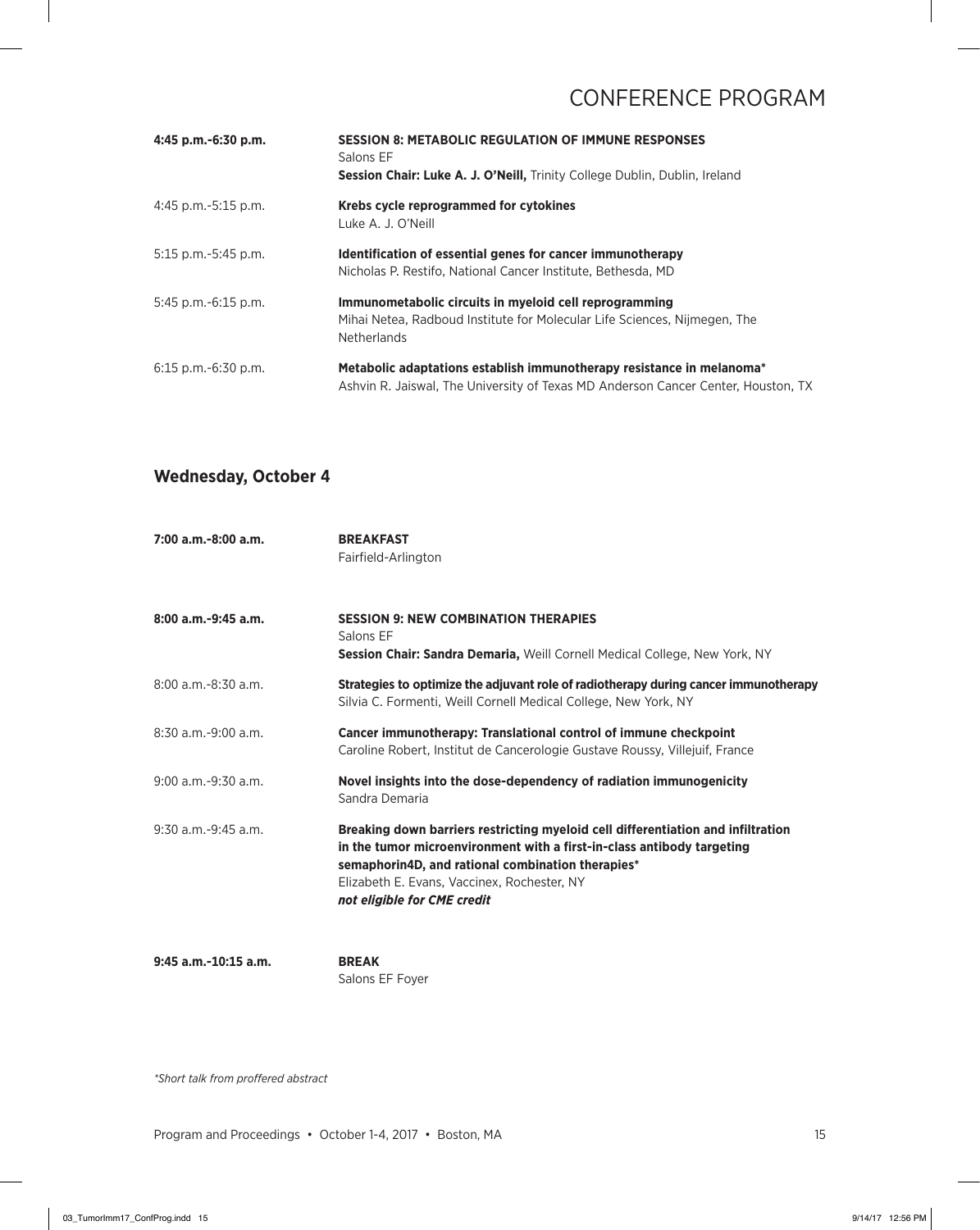| | |
|---|---|
| **4:45 p.m.-6:30 p.m.** | **SESSION 8: METABOLIC REGULATION OF IMMUNE RESPONSES**<br>Salons EF<br>**Session Chair: Luke A. J. O'Neill,** Trinity College Dublin, Dublin, Ireland |
| 4:45 p.m.-5:15 p.m. | **Krebs cycle reprogrammed for cytokines**<br>Luke A. J. O'Neill |
| 5:15 p.m.-5:45 p.m. | **Identification of essential genes for cancer immunotherapy**<br>Nicholas P. Restifo, National Cancer Institute, Bethesda, MD |
| 5:45 p.m.-6:15 p.m. | **Immunometabolic circuits in myeloid cell reprogramming**<br>Mihai Netea, Radboud Institute for Molecular Life Sciences, Nijmegen, The Netherlands |
| 6:15 p.m.-6:30 p.m. | **Metabolic adaptations establish immunotherapy resistance in melanoma***<br>Ashvin R. Jaiswal, The University of Texas MD Anderson Cancer Center, Houston, TX |

## Wednesday, October 4

| | |
|---|---|
| **7:00 a.m.-8:00 a.m.** | **BREAKFAST**<br>Fairfield-Arlington |
| **8:00 a.m.-9:45 a.m.** | **SESSION 9: NEW COMBINATION THERAPIES**<br>Salons EF<br>**Session Chair: Sandra Demaria,** Weill Cornell Medical College, New York, NY |
| 8:00 a.m.-8:30 a.m. | **Strategies to optimize the adjuvant role of radiotherapy during cancer immunotherapy**<br>Silvia C. Formenti, Weill Cornell Medical College, New York, NY |
| 8:30 a.m.-9:00 a.m. | **Cancer immunotherapy: Translational control of immune checkpoint**<br>Caroline Robert, Institut de Cancerologie Gustave Roussy, Villejuif, France |
| 9:00 a.m.-9:30 a.m. | **Novel insights into the dose-dependency of radiation immunogenicity**<br>Sandra Demaria |
| 9:30 a.m.-9:45 a.m. | **Breaking down barriers restricting myeloid cell differentiation and infiltration in the tumor microenvironment with a first-in-class antibody targeting semaphorin4D, and rational combination therapies***<br>Elizabeth E. Evans, Vaccinex, Rochester, NY<br>***not eligible for CME credit*** |
| **9:45 a.m.-10:15 a.m.** | **BREAK**<br>Salons EF Foyer |

*\*Short talk from proffered abstract*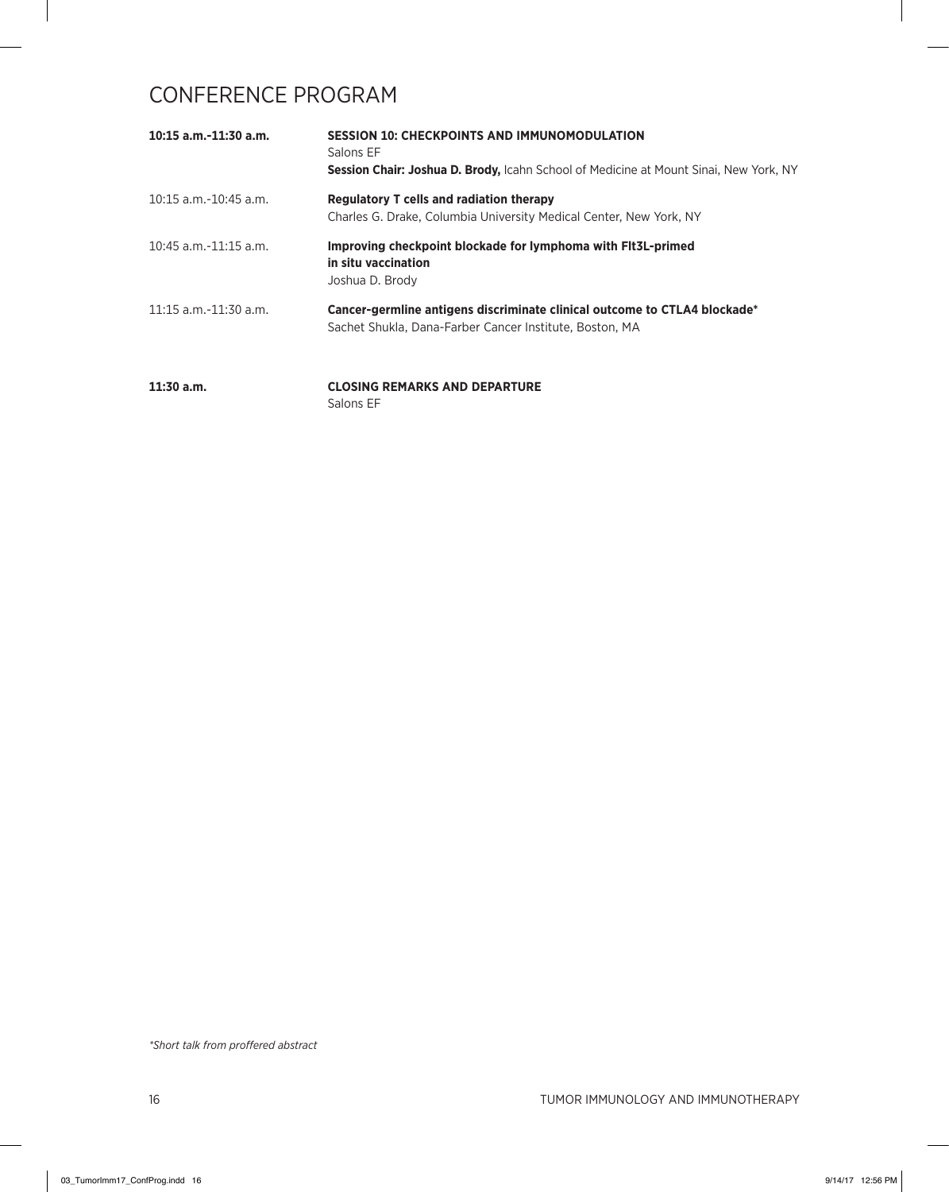# CONFERENCE PROGRAM

| | |
|---|---|
| **10:15 a.m.-11:30 a.m.** | **SESSION 10: CHECKPOINTS AND IMMUNOMODULATION**<br>Salons EF<br>**Session Chair: Joshua D. Brody,** Icahn School of Medicine at Mount Sinai, New York, NY |
| 10:15 a.m.-10:45 a.m. | **Regulatory T cells and radiation therapy**<br>Charles G. Drake, Columbia University Medical Center, New York, NY |
| 10:45 a.m.-11:15 a.m. | **Improving checkpoint blockade for lymphoma with Flt3L-primed in situ vaccination**<br>Joshua D. Brody |
| 11:15 a.m.-11:30 a.m. | **Cancer-germline antigens discriminate clinical outcome to CTLA4 blockade***<br>Sachet Shukla, Dana-Farber Cancer Institute, Boston, MA |
| **11:30 a.m.** | **CLOSING REMARKS AND DEPARTURE**<br>Salons EF |

*Short talk from proffered abstract*